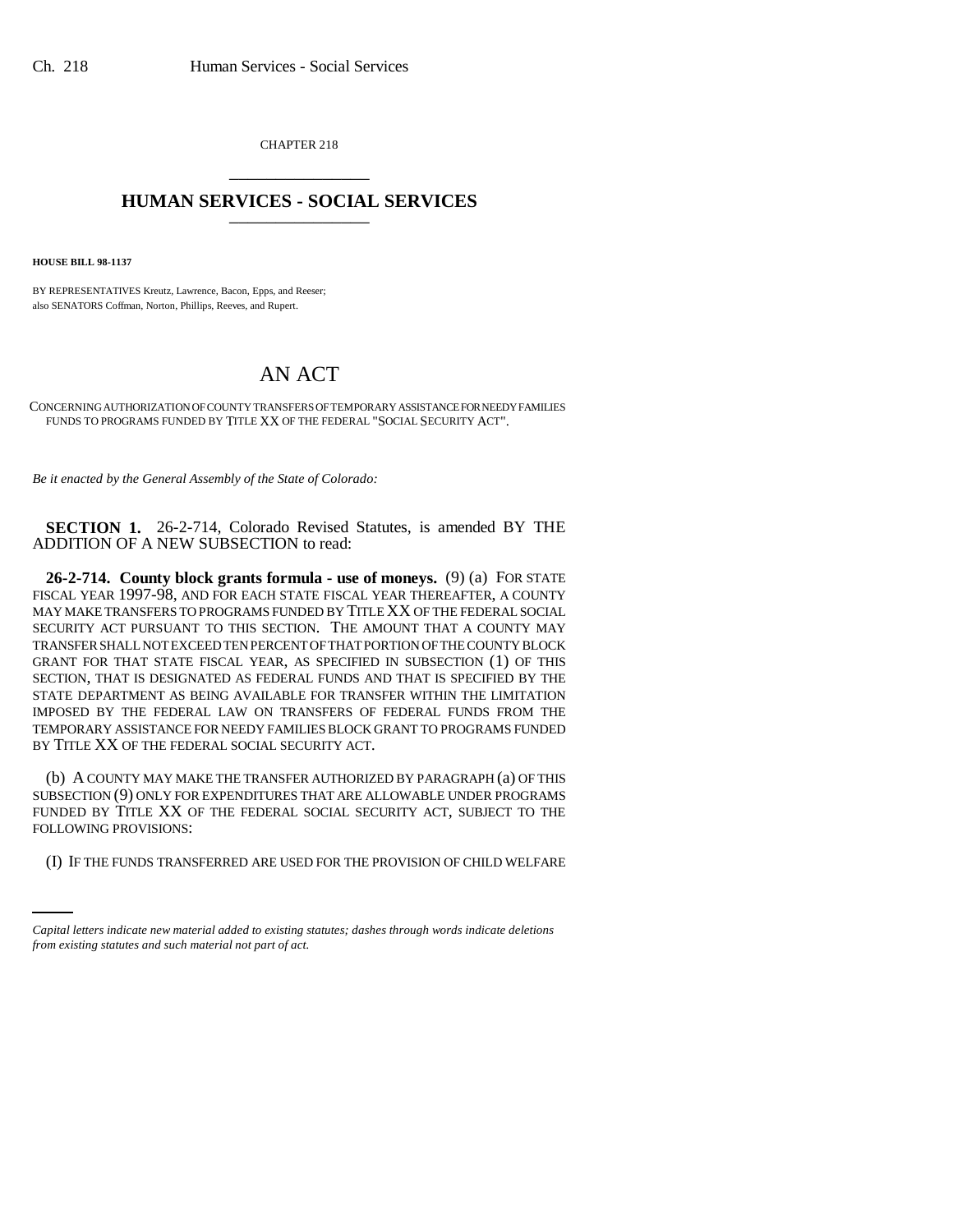CHAPTER 218

# HUMAN SERVICES - SOCIAL SERVICES

**HOUSE BILL 98-1137**

BY REPRESENTATIVES Kreutz, Lawrence, Bacon, Epps, and Reeser;
also SENATORS Coffman, Norton, Phillips, Reeves, and Rupert.

# AN ACT

CONCERNING AUTHORIZATION OF COUNTY TRANSFERS OF TEMPORARY ASSISTANCE FOR NEEDY FAMILIES FUNDS TO PROGRAMS FUNDED BY TITLE XX OF THE FEDERAL "SOCIAL SECURITY ACT".

*Be it enacted by the General Assembly of the State of Colorado:*

**SECTION 1.** 26-2-714, Colorado Revised Statutes, is amended BY THE ADDITION OF A NEW SUBSECTION to read:

**26-2-714. County block grants formula - use of moneys.** (9) (a) FOR STATE FISCAL YEAR 1997-98, AND FOR EACH STATE FISCAL YEAR THEREAFTER, A COUNTY MAY MAKE TRANSFERS TO PROGRAMS FUNDED BY TITLE XX OF THE FEDERAL SOCIAL SECURITY ACT PURSUANT TO THIS SECTION. THE AMOUNT THAT A COUNTY MAY TRANSFER SHALL NOT EXCEED TEN PERCENT OF THAT PORTION OF THE COUNTY BLOCK GRANT FOR THAT STATE FISCAL YEAR, AS SPECIFIED IN SUBSECTION (1) OF THIS SECTION, THAT IS DESIGNATED AS FEDERAL FUNDS AND THAT IS SPECIFIED BY THE STATE DEPARTMENT AS BEING AVAILABLE FOR TRANSFER WITHIN THE LIMITATION IMPOSED BY THE FEDERAL LAW ON TRANSFERS OF FEDERAL FUNDS FROM THE TEMPORARY ASSISTANCE FOR NEEDY FAMILIES BLOCK GRANT TO PROGRAMS FUNDED BY TITLE XX OF THE FEDERAL SOCIAL SECURITY ACT.

(b) A COUNTY MAY MAKE THE TRANSFER AUTHORIZED BY PARAGRAPH (a) OF THIS SUBSECTION (9) ONLY FOR EXPENDITURES THAT ARE ALLOWABLE UNDER PROGRAMS FUNDED BY TITLE XX OF THE FEDERAL SOCIAL SECURITY ACT, SUBJECT TO THE FOLLOWING PROVISIONS:

(I) IF THE FUNDS TRANSFERRED ARE USED FOR THE PROVISION OF CHILD WELFARE

*Capital letters indicate new material added to existing statutes; dashes through words indicate deletions from existing statutes and such material not part of act.*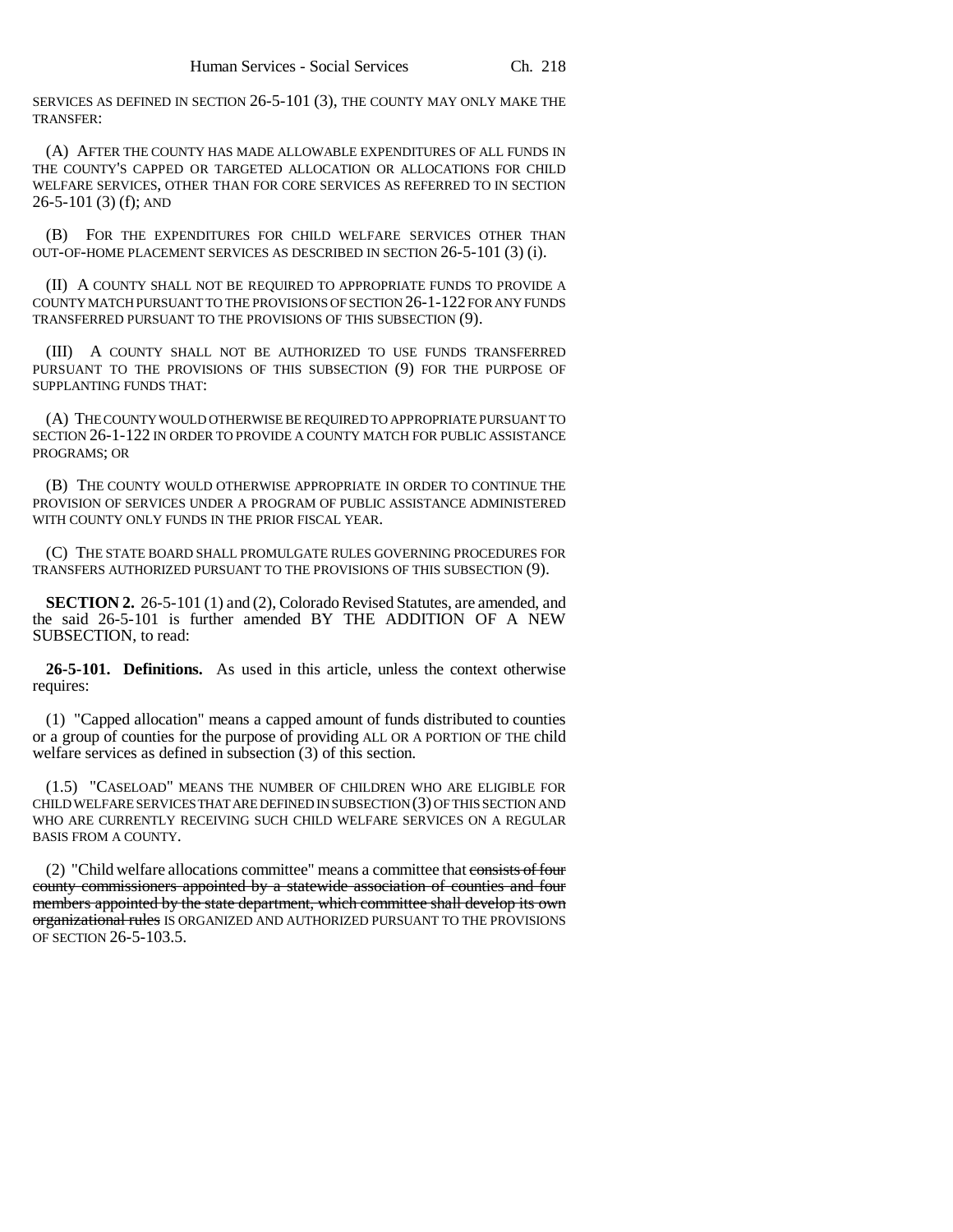SERVICES AS DEFINED IN SECTION 26-5-101 (3), THE COUNTY MAY ONLY MAKE THE TRANSFER:

(A) AFTER THE COUNTY HAS MADE ALLOWABLE EXPENDITURES OF ALL FUNDS IN THE COUNTY'S CAPPED OR TARGETED ALLOCATION OR ALLOCATIONS FOR CHILD WELFARE SERVICES, OTHER THAN FOR CORE SERVICES AS REFERRED TO IN SECTION 26-5-101 (3) (f); AND

(B) FOR THE EXPENDITURES FOR CHILD WELFARE SERVICES OTHER THAN OUT-OF-HOME PLACEMENT SERVICES AS DESCRIBED IN SECTION 26-5-101 (3) (i).

(II) A COUNTY SHALL NOT BE REQUIRED TO APPROPRIATE FUNDS TO PROVIDE A COUNTY MATCH PURSUANT TO THE PROVISIONS OF SECTION 26-1-122 FOR ANY FUNDS TRANSFERRED PURSUANT TO THE PROVISIONS OF THIS SUBSECTION (9).

(III) A COUNTY SHALL NOT BE AUTHORIZED TO USE FUNDS TRANSFERRED PURSUANT TO THE PROVISIONS OF THIS SUBSECTION (9) FOR THE PURPOSE OF SUPPLANTING FUNDS THAT:

(A) THE COUNTY WOULD OTHERWISE BE REQUIRED TO APPROPRIATE PURSUANT TO SECTION 26-1-122 IN ORDER TO PROVIDE A COUNTY MATCH FOR PUBLIC ASSISTANCE PROGRAMS; OR

(B) THE COUNTY WOULD OTHERWISE APPROPRIATE IN ORDER TO CONTINUE THE PROVISION OF SERVICES UNDER A PROGRAM OF PUBLIC ASSISTANCE ADMINISTERED WITH COUNTY ONLY FUNDS IN THE PRIOR FISCAL YEAR.

(C) THE STATE BOARD SHALL PROMULGATE RULES GOVERNING PROCEDURES FOR TRANSFERS AUTHORIZED PURSUANT TO THE PROVISIONS OF THIS SUBSECTION (9).

**SECTION 2.** 26-5-101 (1) and (2), Colorado Revised Statutes, are amended, and the said 26-5-101 is further amended BY THE ADDITION OF A NEW SUBSECTION, to read:

**26-5-101. Definitions.** As used in this article, unless the context otherwise requires:

(1) "Capped allocation" means a capped amount of funds distributed to counties or a group of counties for the purpose of providing ALL OR A PORTION OF THE child welfare services as defined in subsection (3) of this section.

(1.5) "CASELOAD" MEANS THE NUMBER OF CHILDREN WHO ARE ELIGIBLE FOR CHILD WELFARE SERVICES THAT ARE DEFINED IN SUBSECTION (3) OF THIS SECTION AND WHO ARE CURRENTLY RECEIVING SUCH CHILD WELFARE SERVICES ON A REGULAR BASIS FROM A COUNTY.

(2) "Child welfare allocations committee" means a committee that ~~consists of four county commissioners appointed by a statewide association of counties and four members appointed by the state department, which committee shall develop its own organizational rules~~ IS ORGANIZED AND AUTHORIZED PURSUANT TO THE PROVISIONS OF SECTION 26-5-103.5.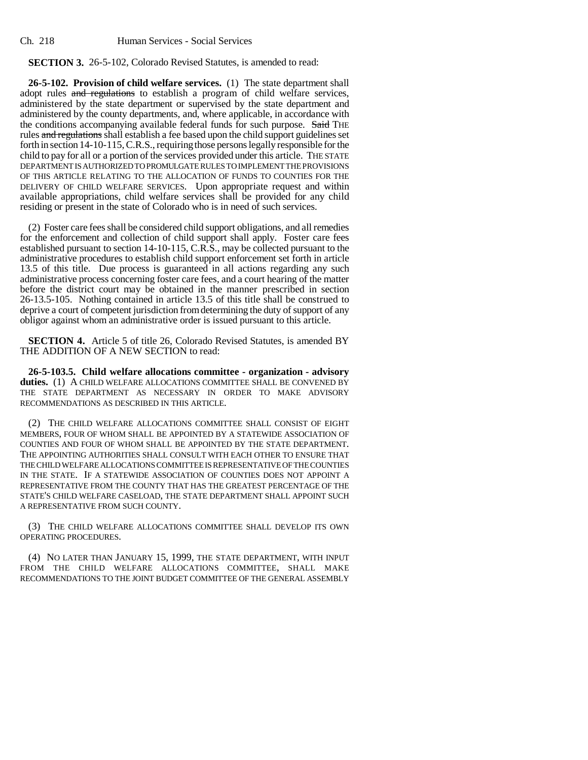**SECTION 3.** 26-5-102, Colorado Revised Statutes, is amended to read:

**26-5-102. Provision of child welfare services.** (1) The state department shall adopt rules ~~and regulations~~ to establish a program of child welfare services, administered by the state department or supervised by the state department and administered by the county departments, and, where applicable, in accordance with the conditions accompanying available federal funds for such purpose. ~~Said~~ THE rules ~~and regulations~~ shall establish a fee based upon the child support guidelines set forth in section 14-10-115, C.R.S., requiring those persons legally responsible for the child to pay for all or a portion of the services provided under this article. THE STATE DEPARTMENT IS AUTHORIZED TO PROMULGATE RULES TO IMPLEMENT THE PROVISIONS OF THIS ARTICLE RELATING TO THE ALLOCATION OF FUNDS TO COUNTIES FOR THE DELIVERY OF CHILD WELFARE SERVICES. Upon appropriate request and within available appropriations, child welfare services shall be provided for any child residing or present in the state of Colorado who is in need of such services.

(2) Foster care fees shall be considered child support obligations, and all remedies for the enforcement and collection of child support shall apply. Foster care fees established pursuant to section 14-10-115, C.R.S., may be collected pursuant to the administrative procedures to establish child support enforcement set forth in article 13.5 of this title. Due process is guaranteed in all actions regarding any such administrative process concerning foster care fees, and a court hearing of the matter before the district court may be obtained in the manner prescribed in section 26-13.5-105. Nothing contained in article 13.5 of this title shall be construed to deprive a court of competent jurisdiction from determining the duty of support of any obligor against whom an administrative order is issued pursuant to this article.

**SECTION 4.** Article 5 of title 26, Colorado Revised Statutes, is amended BY THE ADDITION OF A NEW SECTION to read:

**26-5-103.5. Child welfare allocations committee - organization - advisory duties.** (1) A CHILD WELFARE ALLOCATIONS COMMITTEE SHALL BE CONVENED BY THE STATE DEPARTMENT AS NECESSARY IN ORDER TO MAKE ADVISORY RECOMMENDATIONS AS DESCRIBED IN THIS ARTICLE.

(2) THE CHILD WELFARE ALLOCATIONS COMMITTEE SHALL CONSIST OF EIGHT MEMBERS, FOUR OF WHOM SHALL BE APPOINTED BY A STATEWIDE ASSOCIATION OF COUNTIES AND FOUR OF WHOM SHALL BE APPOINTED BY THE STATE DEPARTMENT. THE APPOINTING AUTHORITIES SHALL CONSULT WITH EACH OTHER TO ENSURE THAT THE CHILD WELFARE ALLOCATIONS COMMITTEE IS REPRESENTATIVE OF THE COUNTIES IN THE STATE. IF A STATEWIDE ASSOCIATION OF COUNTIES DOES NOT APPOINT A REPRESENTATIVE FROM THE COUNTY THAT HAS THE GREATEST PERCENTAGE OF THE STATE'S CHILD WELFARE CASELOAD, THE STATE DEPARTMENT SHALL APPOINT SUCH A REPRESENTATIVE FROM SUCH COUNTY.

(3) THE CHILD WELFARE ALLOCATIONS COMMITTEE SHALL DEVELOP ITS OWN OPERATING PROCEDURES.

(4) NO LATER THAN JANUARY 15, 1999, THE STATE DEPARTMENT, WITH INPUT FROM THE CHILD WELFARE ALLOCATIONS COMMITTEE, SHALL MAKE RECOMMENDATIONS TO THE JOINT BUDGET COMMITTEE OF THE GENERAL ASSEMBLY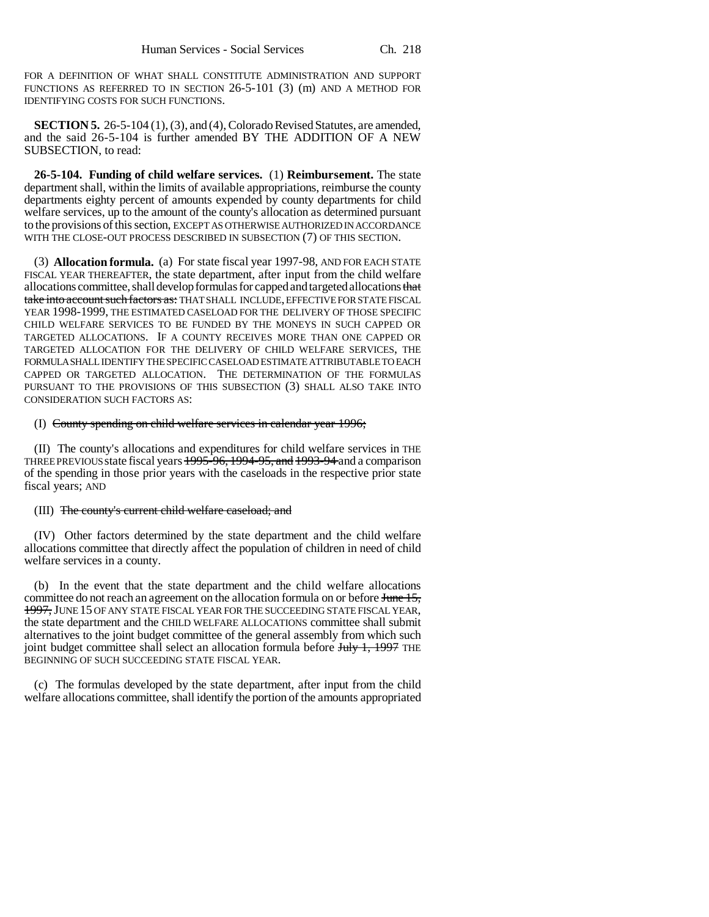FOR A DEFINITION OF WHAT SHALL CONSTITUTE ADMINISTRATION AND SUPPORT FUNCTIONS AS REFERRED TO IN SECTION 26-5-101 (3) (m) AND A METHOD FOR IDENTIFYING COSTS FOR SUCH FUNCTIONS.

**SECTION 5.** 26-5-104 (1), (3), and (4), Colorado Revised Statutes, are amended, and the said 26-5-104 is further amended BY THE ADDITION OF A NEW SUBSECTION, to read:

**26-5-104. Funding of child welfare services.** (1) **Reimbursement.** The state department shall, within the limits of available appropriations, reimburse the county departments eighty percent of amounts expended by county departments for child welfare services, up to the amount of the county's allocation as determined pursuant to the provisions of this section, EXCEPT AS OTHERWISE AUTHORIZED IN ACCORDANCE WITH THE CLOSE-OUT PROCESS DESCRIBED IN SUBSECTION (7) OF THIS SECTION.

(3) **Allocation formula.** (a) For state fiscal year 1997-98, AND FOR EACH STATE FISCAL YEAR THEREAFTER, the state department, after input from the child welfare allocations committee, shall develop formulas for capped and targeted allocations ~~that take into account such factors as:~~ THAT SHALL INCLUDE, EFFECTIVE FOR STATE FISCAL YEAR 1998-1999, THE ESTIMATED CASELOAD FOR THE DELIVERY OF THOSE SPECIFIC CHILD WELFARE SERVICES TO BE FUNDED BY THE MONEYS IN SUCH CAPPED OR TARGETED ALLOCATIONS. IF A COUNTY RECEIVES MORE THAN ONE CAPPED OR TARGETED ALLOCATION FOR THE DELIVERY OF CHILD WELFARE SERVICES, THE FORMULA SHALL IDENTIFY THE SPECIFIC CASELOAD ESTIMATE ATTRIBUTABLE TO EACH CAPPED OR TARGETED ALLOCATION. THE DETERMINATION OF THE FORMULAS PURSUANT TO THE PROVISIONS OF THIS SUBSECTION (3) SHALL ALSO TAKE INTO CONSIDERATION SUCH FACTORS AS:

(I) ~~County spending on child welfare services in calendar year 1996;~~

(II) The county's allocations and expenditures for child welfare services in THE THREE PREVIOUS state fiscal years ~~1995-96, 1994-95, and 1993-94~~ and a comparison of the spending in those prior years with the caseloads in the respective prior state fiscal years; AND

(III) ~~The county's current child welfare caseload; and~~

(IV) Other factors determined by the state department and the child welfare allocations committee that directly affect the population of children in need of child welfare services in a county.

(b) In the event that the state department and the child welfare allocations committee do not reach an agreement on the allocation formula on or before ~~June 15, 1997,~~ JUNE 15 OF ANY STATE FISCAL YEAR FOR THE SUCCEEDING STATE FISCAL YEAR, the state department and the CHILD WELFARE ALLOCATIONS committee shall submit alternatives to the joint budget committee of the general assembly from which such joint budget committee shall select an allocation formula before ~~July 1, 1997~~ THE BEGINNING OF SUCH SUCCEEDING STATE FISCAL YEAR.

(c) The formulas developed by the state department, after input from the child welfare allocations committee, shall identify the portion of the amounts appropriated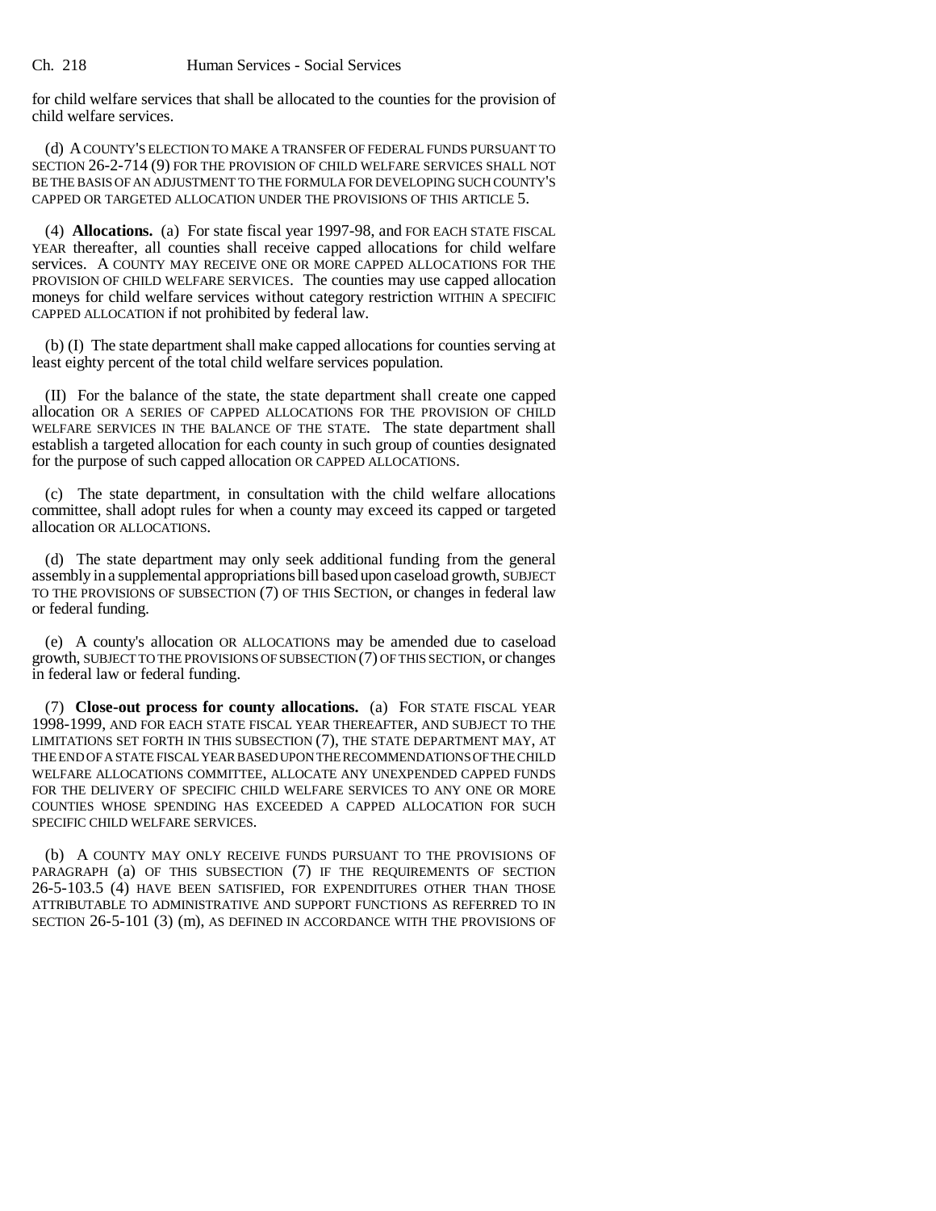for child welfare services that shall be allocated to the counties for the provision of child welfare services.

(d) A COUNTY'S ELECTION TO MAKE A TRANSFER OF FEDERAL FUNDS PURSUANT TO SECTION 26-2-714 (9) FOR THE PROVISION OF CHILD WELFARE SERVICES SHALL NOT BE THE BASIS OF AN ADJUSTMENT TO THE FORMULA FOR DEVELOPING SUCH COUNTY'S CAPPED OR TARGETED ALLOCATION UNDER THE PROVISIONS OF THIS ARTICLE 5.

(4) **Allocations.** (a) For state fiscal year 1997-98, and FOR EACH STATE FISCAL YEAR thereafter, all counties shall receive capped allocations for child welfare services. A COUNTY MAY RECEIVE ONE OR MORE CAPPED ALLOCATIONS FOR THE PROVISION OF CHILD WELFARE SERVICES. The counties may use capped allocation moneys for child welfare services without category restriction WITHIN A SPECIFIC CAPPED ALLOCATION if not prohibited by federal law.

(b) (I) The state department shall make capped allocations for counties serving at least eighty percent of the total child welfare services population.

(II) For the balance of the state, the state department shall create one capped allocation OR A SERIES OF CAPPED ALLOCATIONS FOR THE PROVISION OF CHILD WELFARE SERVICES IN THE BALANCE OF THE STATE. The state department shall establish a targeted allocation for each county in such group of counties designated for the purpose of such capped allocation OR CAPPED ALLOCATIONS.

(c) The state department, in consultation with the child welfare allocations committee, shall adopt rules for when a county may exceed its capped or targeted allocation OR ALLOCATIONS.

(d) The state department may only seek additional funding from the general assembly in a supplemental appropriations bill based upon caseload growth, SUBJECT TO THE PROVISIONS OF SUBSECTION (7) OF THIS SECTION, or changes in federal law or federal funding.

(e) A county's allocation OR ALLOCATIONS may be amended due to caseload growth, SUBJECT TO THE PROVISIONS OF SUBSECTION (7) OF THIS SECTION, or changes in federal law or federal funding.

(7) **Close-out process for county allocations.** (a) FOR STATE FISCAL YEAR 1998-1999, AND FOR EACH STATE FISCAL YEAR THEREAFTER, AND SUBJECT TO THE LIMITATIONS SET FORTH IN THIS SUBSECTION (7), THE STATE DEPARTMENT MAY, AT THE END OF A STATE FISCAL YEAR BASED UPON THE RECOMMENDATIONS OF THE CHILD WELFARE ALLOCATIONS COMMITTEE, ALLOCATE ANY UNEXPENDED CAPPED FUNDS FOR THE DELIVERY OF SPECIFIC CHILD WELFARE SERVICES TO ANY ONE OR MORE COUNTIES WHOSE SPENDING HAS EXCEEDED A CAPPED ALLOCATION FOR SUCH SPECIFIC CHILD WELFARE SERVICES.

(b) A COUNTY MAY ONLY RECEIVE FUNDS PURSUANT TO THE PROVISIONS OF PARAGRAPH (a) OF THIS SUBSECTION (7) IF THE REQUIREMENTS OF SECTION 26-5-103.5 (4) HAVE BEEN SATISFIED, FOR EXPENDITURES OTHER THAN THOSE ATTRIBUTABLE TO ADMINISTRATIVE AND SUPPORT FUNCTIONS AS REFERRED TO IN SECTION 26-5-101 (3) (m), AS DEFINED IN ACCORDANCE WITH THE PROVISIONS OF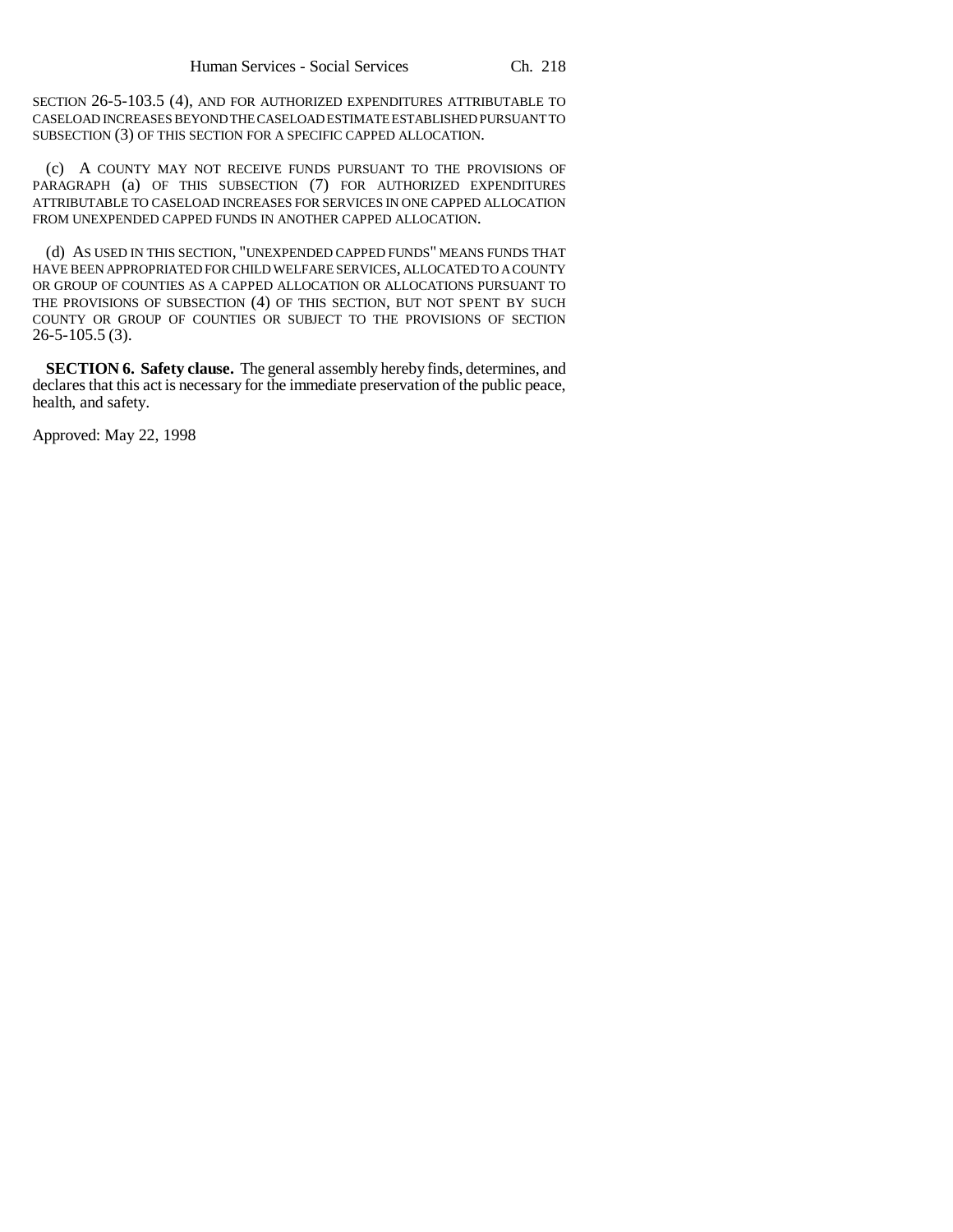SECTION 26-5-103.5 (4), AND FOR AUTHORIZED EXPENDITURES ATTRIBUTABLE TO CASELOAD INCREASES BEYOND THE CASELOAD ESTIMATE ESTABLISHED PURSUANT TO SUBSECTION (3) OF THIS SECTION FOR A SPECIFIC CAPPED ALLOCATION.

(c) A COUNTY MAY NOT RECEIVE FUNDS PURSUANT TO THE PROVISIONS OF PARAGRAPH (a) OF THIS SUBSECTION (7) FOR AUTHORIZED EXPENDITURES ATTRIBUTABLE TO CASELOAD INCREASES FOR SERVICES IN ONE CAPPED ALLOCATION FROM UNEXPENDED CAPPED FUNDS IN ANOTHER CAPPED ALLOCATION.

(d) AS USED IN THIS SECTION, "UNEXPENDED CAPPED FUNDS" MEANS FUNDS THAT HAVE BEEN APPROPRIATED FOR CHILD WELFARE SERVICES, ALLOCATED TO A COUNTY OR GROUP OF COUNTIES AS A CAPPED ALLOCATION OR ALLOCATIONS PURSUANT TO THE PROVISIONS OF SUBSECTION (4) OF THIS SECTION, BUT NOT SPENT BY SUCH COUNTY OR GROUP OF COUNTIES OR SUBJECT TO THE PROVISIONS OF SECTION 26-5-105.5 (3).

**SECTION 6. Safety clause.** The general assembly hereby finds, determines, and declares that this act is necessary for the immediate preservation of the public peace, health, and safety.

Approved: May 22, 1998